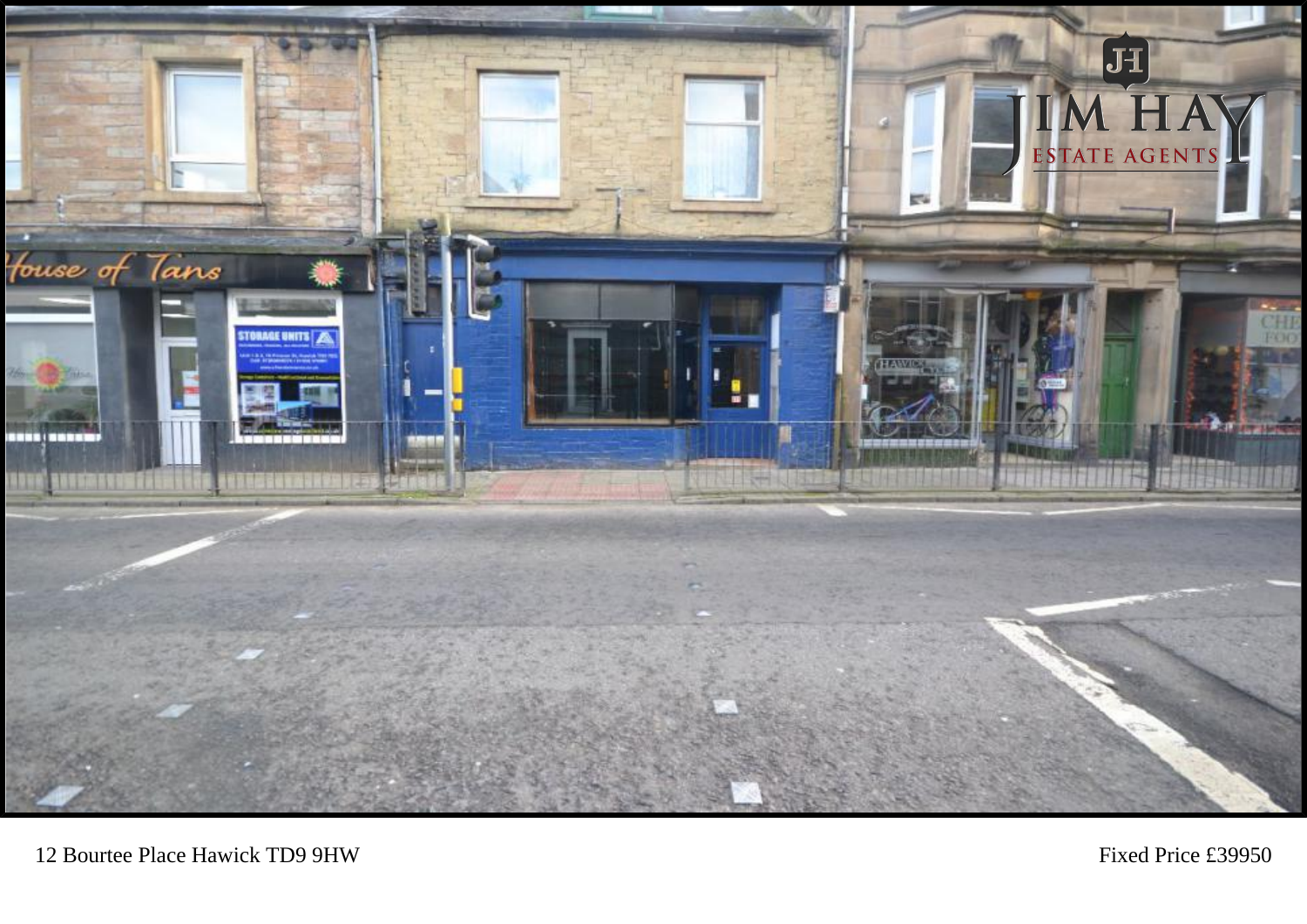12 Bourtee Place Hawick TD9 9HW

Fixed Price £39950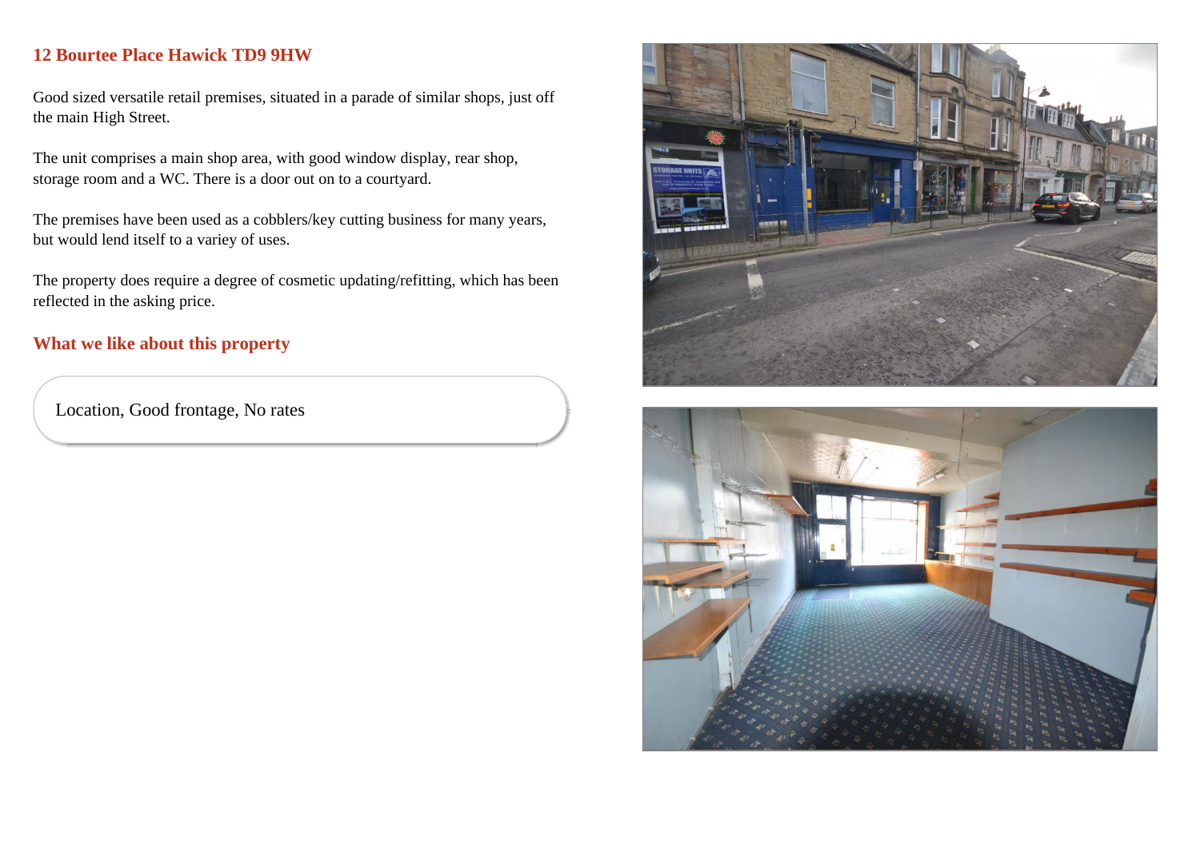## 12 Bourtee Place Hawick TD9 9HW

Good sized versatile retail premises, situated in a parade of similar shops, just off the main High Street.

The unit comprises a main shop area, with good window display, rear shop, storage room and a WC. There is a door out on to a courtyard.

The premises have been used as a cobblers/key cutting business for many years, but would lend itself to a variey of uses.

The property does require a degree of cosmetic updating/refitting, which has been reflected in the asking price.

## What we like about this property

Location, Good frontage, No rates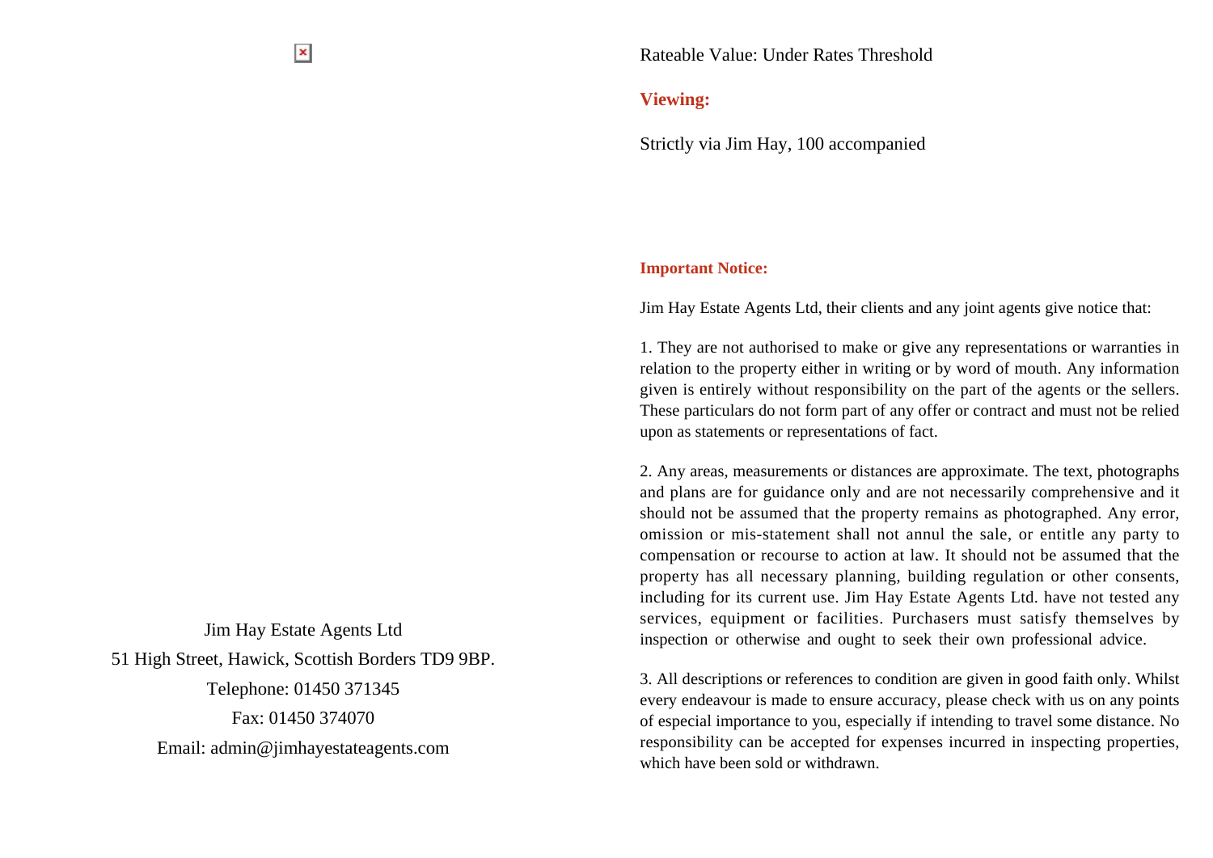Jim Hay Estate Agents Ltd

51 High Street, Hawick, Scottish Borders TD9 9BP.

Telephone: 01450 371345

Fax: 01450 374070

Email: admin@jimhayestateagents.com

Rateable Value: Under Rates Threshold

**Viewing:**

Strictly via Jim Hay, 100 accompanied

**Important Notice:**

Jim Hay Estate Agents Ltd, their clients and any joint agents give notice that:

1. They are not authorised to make or give any representations or warranties in relation to the property either in writing or by word of mouth. Any information given is entirely without responsibility on the part of the agents or the sellers. These particulars do not form part of any offer or contract and must not be relied upon as statements or representations of fact.

2. Any areas, measurements or distances are approximate. The text, photographs and plans are for guidance only and are not necessarily comprehensive and it should not be assumed that the property remains as photographed. Any error, omission or mis-statement shall not annul the sale, or entitle any party to compensation or recourse to action at law. It should not be assumed that the property has all necessary planning, building regulation or other consents, including for its current use. Jim Hay Estate Agents Ltd. have not tested any services, equipment or facilities. Purchasers must satisfy themselves by inspection or otherwise and ought to seek their own professional advice.

3. All descriptions or references to condition are given in good faith only. Whilst every endeavour is made to ensure accuracy, please check with us on any points of especial importance to you, especially if intending to travel some distance. No responsibility can be accepted for expenses incurred in inspecting properties, which have been sold or withdrawn.